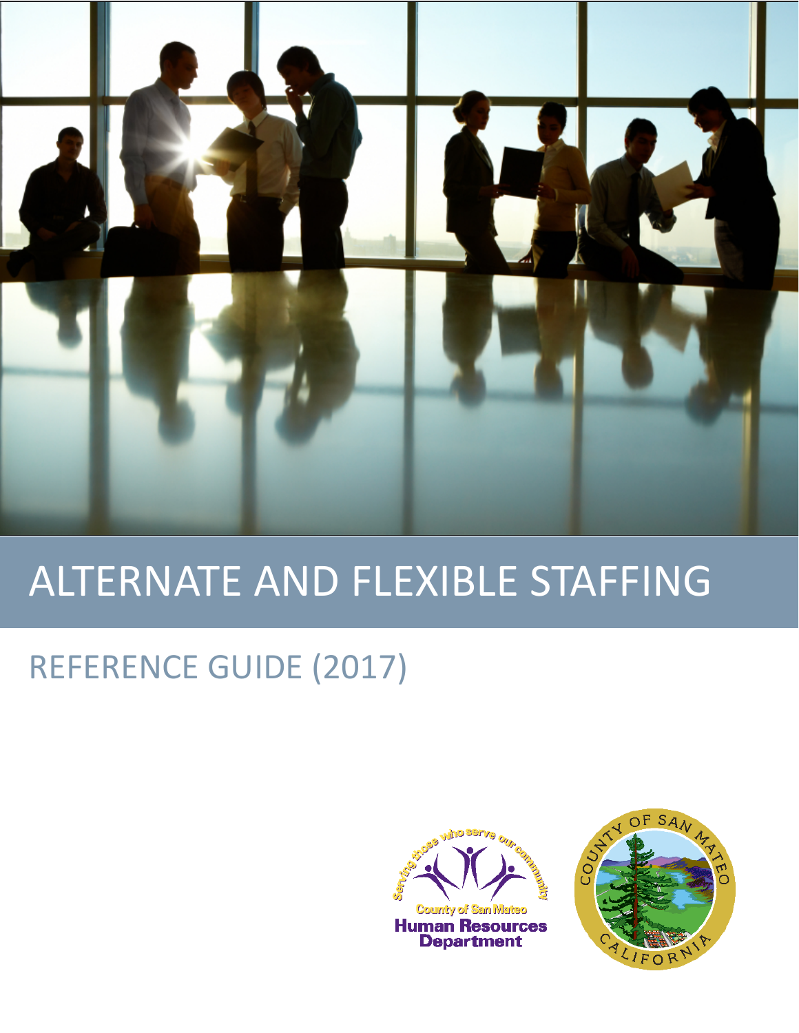# ALTERNATE AND FLEXIBLE STAFFING

## REFERENCE GUIDE (2017)

Serving those who serve our community

County of San Mateo
Human Resources Department

COUNTY OF SAN MATEO
CALIFORNIA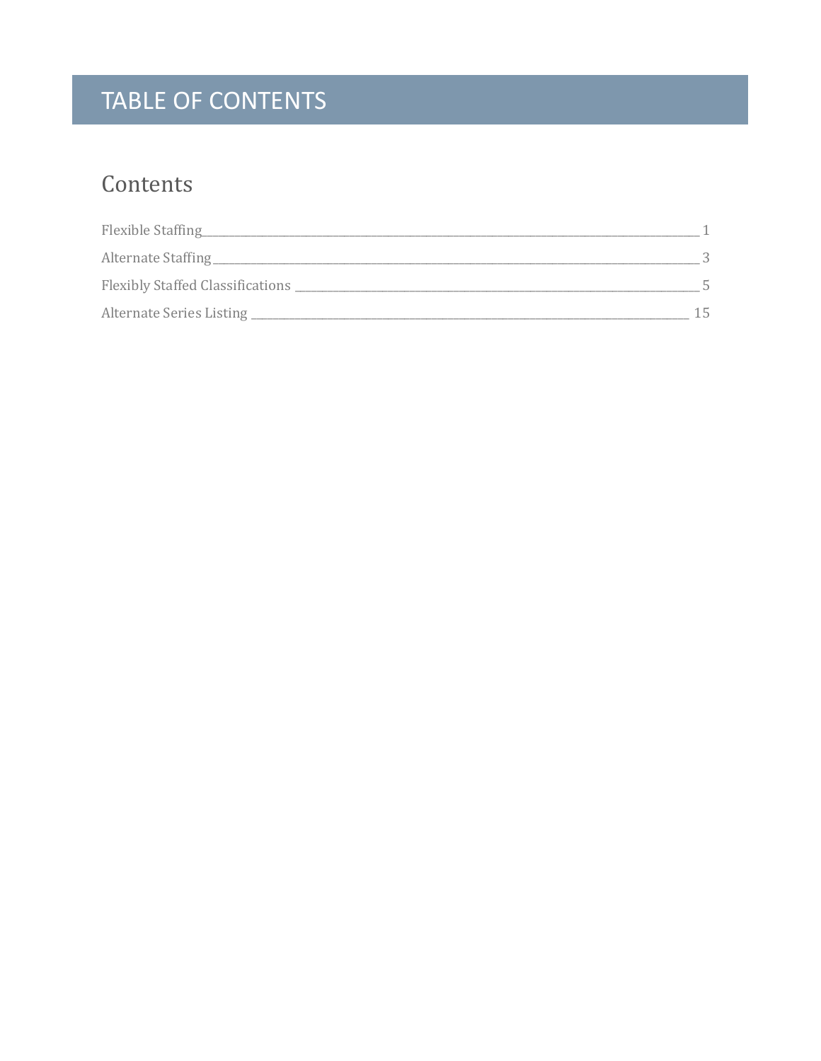# TABLE OF CONTENTS

## Contents

Flexible Staffing ........ 1

Alternate Staffing ........ 3

Flexibly Staffed Classifications ........ 5

Alternate Series Listing ........ 15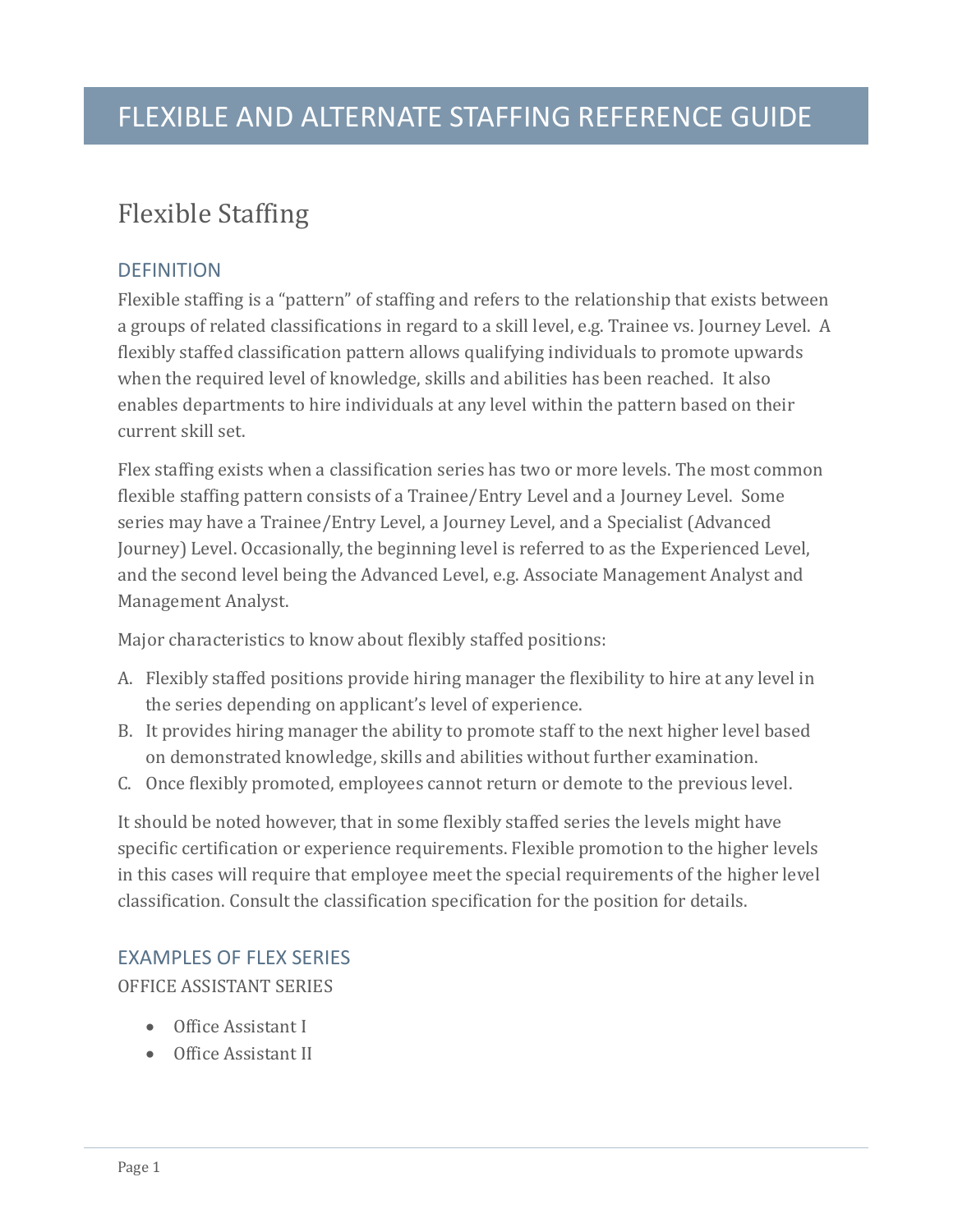# FLEXIBLE AND ALTERNATE STAFFING REFERENCE GUIDE

## Flexible Staffing

### DEFINITION

Flexible staffing is a "pattern" of staffing and refers to the relationship that exists between a groups of related classifications in regard to a skill level, e.g. Trainee vs. Journey Level. A flexibly staffed classification pattern allows qualifying individuals to promote upwards when the required level of knowledge, skills and abilities has been reached. It also enables departments to hire individuals at any level within the pattern based on their current skill set.

Flex staffing exists when a classification series has two or more levels. The most common flexible staffing pattern consists of a Trainee/Entry Level and a Journey Level. Some series may have a Trainee/Entry Level, a Journey Level, and a Specialist (Advanced Journey) Level. Occasionally, the beginning level is referred to as the Experienced Level, and the second level being the Advanced Level, e.g. Associate Management Analyst and Management Analyst.

Major characteristics to know about flexibly staffed positions:

A. Flexibly staffed positions provide hiring manager the flexibility to hire at any level in the series depending on applicant's level of experience.
B. It provides hiring manager the ability to promote staff to the next higher level based on demonstrated knowledge, skills and abilities without further examination.
C. Once flexibly promoted, employees cannot return or demote to the previous level.

It should be noted however, that in some flexibly staffed series the levels might have specific certification or experience requirements. Flexible promotion to the higher levels in this cases will require that employee meet the special requirements of the higher level classification. Consult the classification specification for the position for details.

### EXAMPLES OF FLEX SERIES

OFFICE ASSISTANT SERIES

- Office Assistant I
- Office Assistant II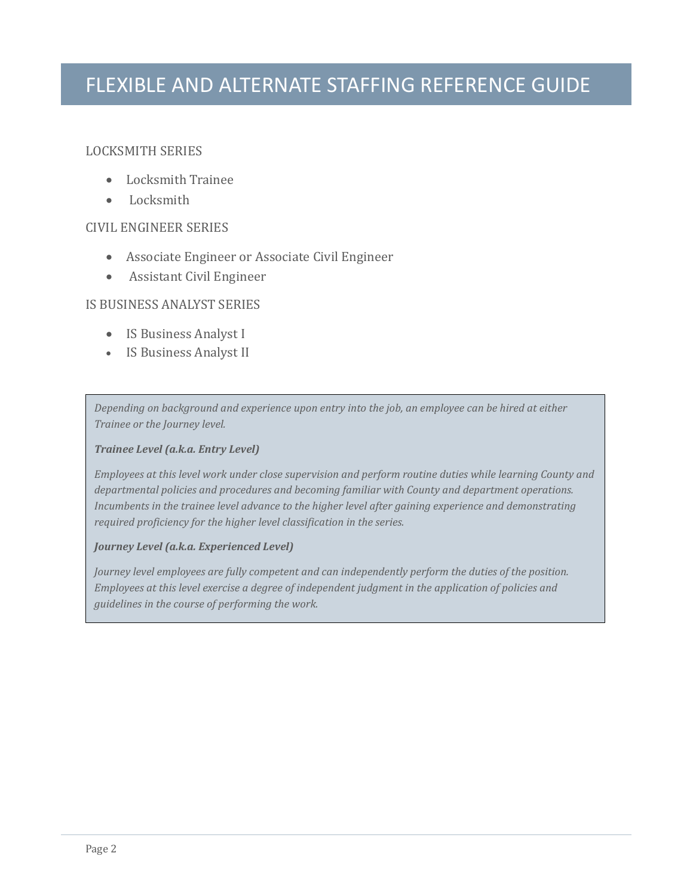# FLEXIBLE AND ALTERNATE STAFFING REFERENCE GUIDE

LOCKSMITH SERIES

- Locksmith Trainee
- Locksmith

CIVIL ENGINEER SERIES

- Associate Engineer or Associate Civil Engineer
- Assistant Civil Engineer

IS BUSINESS ANALYST SERIES

- IS Business Analyst I
- IS Business Analyst II

*Depending on background and experience upon entry into the job, an employee can be hired at either Trainee or the Journey level.*

***Trainee Level (a.k.a. Entry Level)***

*Employees at this level work under close supervision and perform routine duties while learning County and departmental policies and procedures and becoming familiar with County and department operations. Incumbents in the trainee level advance to the higher level after gaining experience and demonstrating required proficiency for the higher level classification in the series.*

***Journey Level (a.k.a. Experienced Level)***

*Journey level employees are fully competent and can independently perform the duties of the position. Employees at this level exercise a degree of independent judgment in the application of policies and guidelines in the course of performing the work.*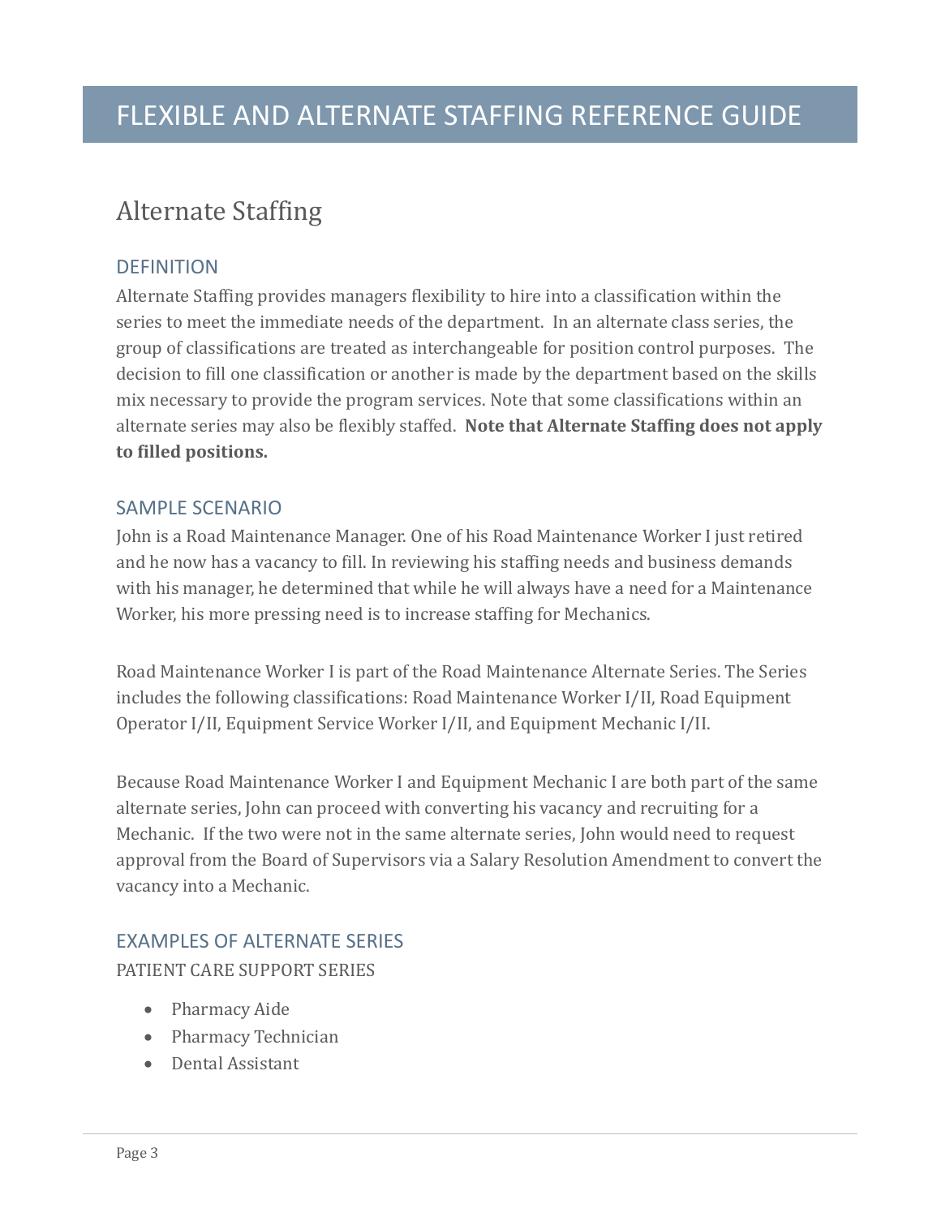# FLEXIBLE AND ALTERNATE STAFFING REFERENCE GUIDE

## Alternate Staffing

### DEFINITION

Alternate Staffing provides managers flexibility to hire into a classification within the series to meet the immediate needs of the department. In an alternate class series, the group of classifications are treated as interchangeable for position control purposes. The decision to fill one classification or another is made by the department based on the skills mix necessary to provide the program services. Note that some classifications within an alternate series may also be flexibly staffed. **Note that Alternate Staffing does not apply to filled positions.**

### SAMPLE SCENARIO

John is a Road Maintenance Manager. One of his Road Maintenance Worker I just retired and he now has a vacancy to fill. In reviewing his staffing needs and business demands with his manager, he determined that while he will always have a need for a Maintenance Worker, his more pressing need is to increase staffing for Mechanics.

Road Maintenance Worker I is part of the Road Maintenance Alternate Series. The Series includes the following classifications: Road Maintenance Worker I/II, Road Equipment Operator I/II, Equipment Service Worker I/II, and Equipment Mechanic I/II.

Because Road Maintenance Worker I and Equipment Mechanic I are both part of the same alternate series, John can proceed with converting his vacancy and recruiting for a Mechanic. If the two were not in the same alternate series, John would need to request approval from the Board of Supervisors via a Salary Resolution Amendment to convert the vacancy into a Mechanic.

### EXAMPLES OF ALTERNATE SERIES

PATIENT CARE SUPPORT SERIES

- Pharmacy Aide
- Pharmacy Technician
- Dental Assistant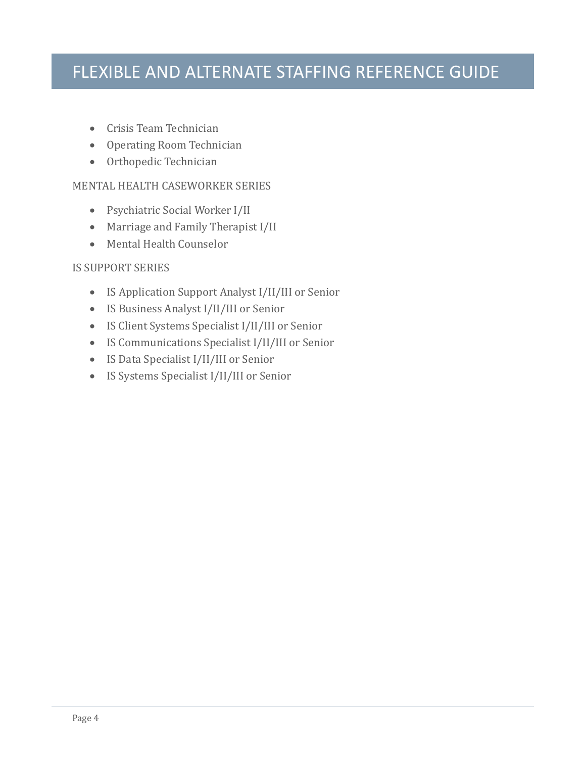- Crisis Team Technician
- Operating Room Technician
- Orthopedic Technician

MENTAL HEALTH CASEWORKER SERIES

- Psychiatric Social Worker I/II
- Marriage and Family Therapist I/II
- Mental Health Counselor

IS SUPPORT SERIES

- IS Application Support Analyst I/II/III or Senior
- IS Business Analyst I/II/III or Senior
- IS Client Systems Specialist I/II/III or Senior
- IS Communications Specialist I/II/III or Senior
- IS Data Specialist I/II/III or Senior
- IS Systems Specialist I/II/III or Senior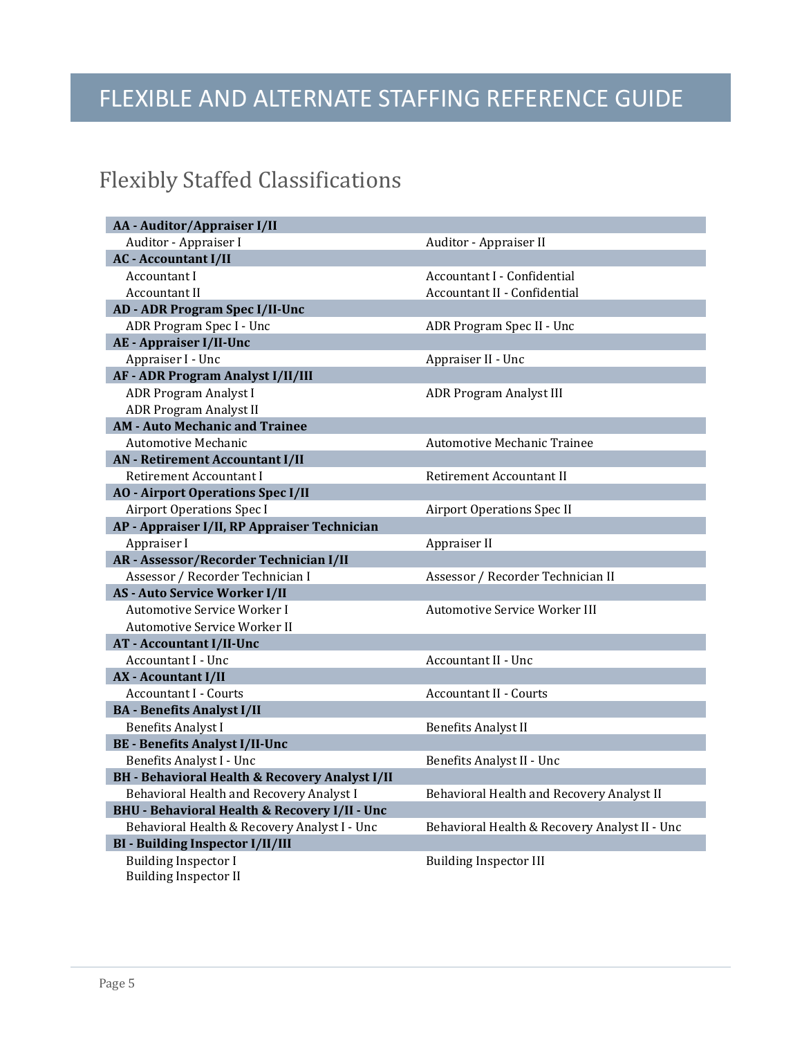# FLEXIBLE AND ALTERNATE STAFFING REFERENCE GUIDE

## Flexibly Staffed Classifications

| **AA - Auditor/Appraiser I/II** | |
|---|---|
| Auditor - Appraiser I | Auditor - Appraiser II |
| **AC - Accountant I/II** | |
| Accountant I | Accountant I - Confidential |
| Accountant II | Accountant II - Confidential |
| **AD - ADR Program Spec I/II-Unc** | |
| ADR Program Spec I - Unc | ADR Program Spec II - Unc |
| **AE - Appraiser I/II-Unc** | |
| Appraiser I - Unc | Appraiser II - Unc |
| **AF - ADR Program Analyst I/II/III** | |
| ADR Program Analyst I | ADR Program Analyst III |
| ADR Program Analyst II | |
| **AM - Auto Mechanic and Trainee** | |
| Automotive Mechanic | Automotive Mechanic Trainee |
| **AN - Retirement Accountant I/II** | |
| Retirement Accountant I | Retirement Accountant II |
| **AO - Airport Operations Spec I/II** | |
| Airport Operations Spec I | Airport Operations Spec II |
| **AP - Appraiser I/II, RP Appraiser Technician** | |
| Appraiser I | Appraiser II |
| **AR - Assessor/Recorder Technician I/II** | |
| Assessor / Recorder Technician I | Assessor / Recorder Technician II |
| **AS - Auto Service Worker I/II** | |
| Automotive Service Worker I | Automotive Service Worker III |
| Automotive Service Worker II | |
| **AT - Accountant I/II-Unc** | |
| Accountant I - Unc | Accountant II - Unc |
| **AX - Acountant I/II** | |
| Accountant I - Courts | Accountant II - Courts |
| **BA - Benefits Analyst I/II** | |
| Benefits Analyst I | Benefits Analyst II |
| **BE - Benefits Analyst I/II-Unc** | |
| Benefits Analyst I - Unc | Benefits Analyst II - Unc |
| **BH - Behavioral Health & Recovery Analyst I/II** | |
| Behavioral Health and Recovery Analyst I | Behavioral Health and Recovery Analyst II |
| **BHU - Behavioral Health & Recovery I/II - Unc** | |
| Behavioral Health & Recovery Analyst I - Unc | Behavioral Health & Recovery Analyst II - Unc |
| **BI - Building Inspector I/II/III** | |
| Building Inspector I | Building Inspector III |
| Building Inspector II | |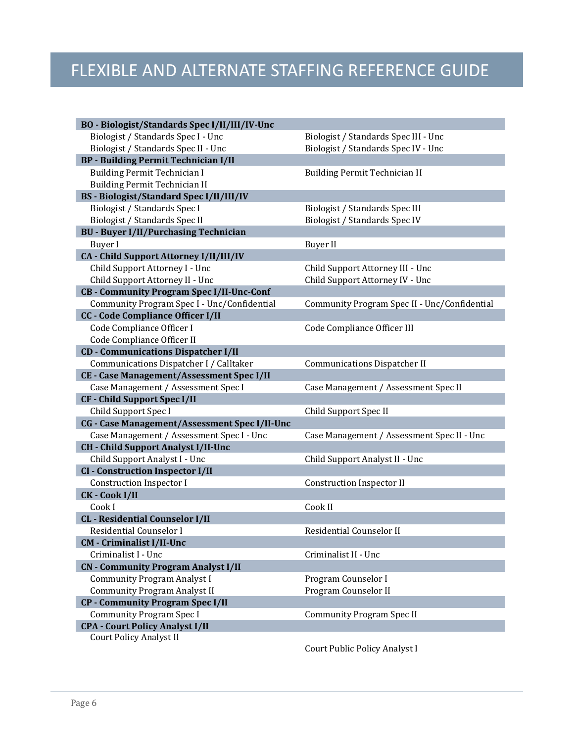# FLEXIBLE AND ALTERNATE STAFFING REFERENCE GUIDE

| | |
|---|---|
| **BO - Biologist/Standards Spec I/II/III/IV-Unc** | |
| Biologist / Standards Spec I - Unc | Biologist / Standards Spec III - Unc |
| Biologist / Standards Spec II - Unc | Biologist / Standards Spec IV - Unc |
| **BP - Building Permit Technician I/II** | |
| Building Permit Technician I | Building Permit Technician II |
| Building Permit Technician II | |
| **BS - Biologist/Standard Spec I/II/III/IV** | |
| Biologist / Standards Spec I | Biologist / Standards Spec III |
| Biologist / Standards Spec II | Biologist / Standards Spec IV |
| **BU - Buyer I/II/Purchasing Technician** | |
| Buyer I | Buyer II |
| **CA - Child Support Attorney I/II/III/IV** | |
| Child Support Attorney I - Unc | Child Support Attorney III - Unc |
| Child Support Attorney II - Unc | Child Support Attorney IV - Unc |
| **CB - Community Program Spec I/II-Unc-Conf** | |
| Community Program Spec I - Unc/Confidential | Community Program Spec II - Unc/Confidential |
| **CC - Code Compliance Officer I/II** | |
| Code Compliance Officer I | Code Compliance Officer III |
| Code Compliance Officer II | |
| **CD - Communications Dispatcher I/II** | |
| Communications Dispatcher I / Calltaker | Communications Dispatcher II |
| **CE - Case Management/Assessment Spec I/II** | |
| Case Management / Assessment Spec I | Case Management / Assessment Spec II |
| **CF - Child Support Spec I/II** | |
| Child Support Spec I | Child Support Spec II |
| **CG - Case Management/Assessment Spec I/II-Unc** | |
| Case Management / Assessment Spec I - Unc | Case Management / Assessment Spec II - Unc |
| **CH - Child Support Analyst I/II-Unc** | |
| Child Support Analyst I - Unc | Child Support Analyst II - Unc |
| **CI - Construction Inspector I/II** | |
| Construction Inspector I | Construction Inspector II |
| **CK - Cook I/II** | |
| Cook I | Cook II |
| **CL - Residential Counselor I/II** | |
| Residential Counselor I | Residential Counselor II |
| **CM - Criminalist I/II-Unc** | |
| Criminalist I - Unc | Criminalist II - Unc |
| **CN - Community Program Analyst I/II** | |
| Community Program Analyst I | Program Counselor I |
| Community Program Analyst II | Program Counselor II |
| **CP - Community Program Spec I/II** | |
| Community Program Spec I | Community Program Spec II |
| **CPA - Court Policy Analyst I/II** | |
| Court Policy Analyst II | |
| | Court Public Policy Analyst I |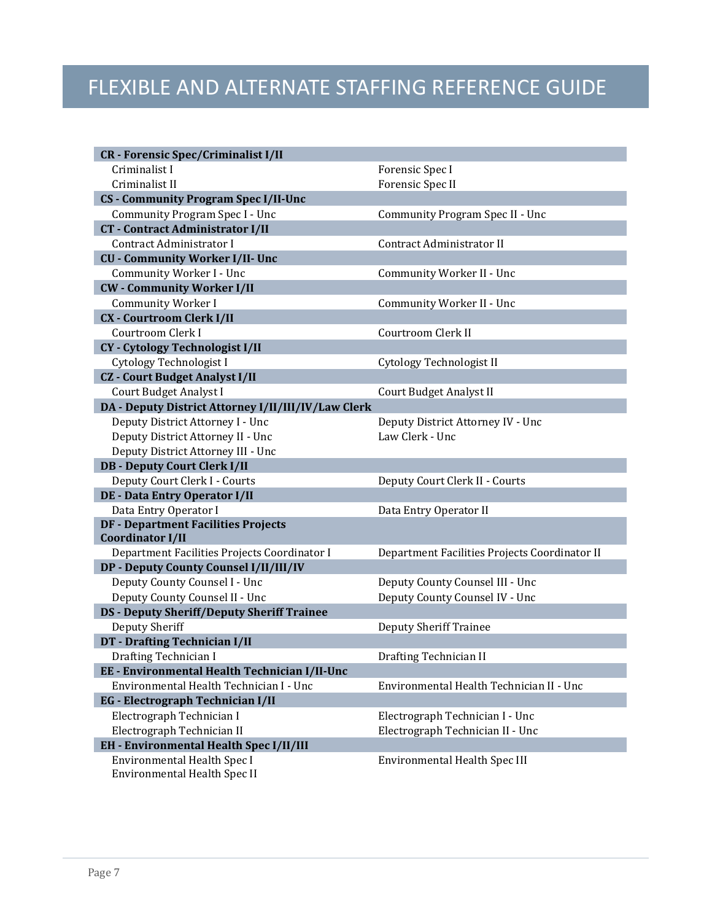# FLEXIBLE AND ALTERNATE STAFFING REFERENCE GUIDE

| | |
|---|---|
| **CR - Forensic Spec/Criminalist I/II** | |
| Criminalist I | Forensic Spec I |
| Criminalist II | Forensic Spec II |
| **CS - Community Program Spec I/II-Unc** | |
| Community Program Spec I - Unc | Community Program Spec II - Unc |
| **CT - Contract Administrator I/II** | |
| Contract Administrator I | Contract Administrator II |
| **CU - Community Worker I/II- Unc** | |
| Community Worker I - Unc | Community Worker II - Unc |
| **CW - Community Worker I/II** | |
| Community Worker I | Community Worker II - Unc |
| **CX - Courtroom Clerk I/II** | |
| Courtroom Clerk I | Courtroom Clerk II |
| **CY - Cytology Technologist I/II** | |
| Cytology Technologist I | Cytology Technologist II |
| **CZ - Court Budget Analyst I/II** | |
| Court Budget Analyst I | Court Budget Analyst II |
| **DA - Deputy District Attorney I/II/III/IV/Law Clerk** | |
| Deputy District Attorney I - Unc | Deputy District Attorney IV - Unc |
| Deputy District Attorney II - Unc | Law Clerk - Unc |
| Deputy District Attorney III - Unc | |
| **DB - Deputy Court Clerk I/II** | |
| Deputy Court Clerk I - Courts | Deputy Court Clerk II - Courts |
| **DE - Data Entry Operator I/II** | |
| Data Entry Operator I | Data Entry Operator II |
| **DF - Department Facilities Projects Coordinator I/II** | |
| Department Facilities Projects Coordinator I | Department Facilities Projects Coordinator II |
| **DP - Deputy County Counsel I/II/III/IV** | |
| Deputy County Counsel I - Unc | Deputy County Counsel III - Unc |
| Deputy County Counsel II - Unc | Deputy County Counsel IV - Unc |
| **DS - Deputy Sheriff/Deputy Sheriff Trainee** | |
| Deputy Sheriff | Deputy Sheriff Trainee |
| **DT - Drafting Technician I/II** | |
| Drafting Technician I | Drafting Technician II |
| **EE - Environmental Health Technician I/II-Unc** | |
| Environmental Health Technician I - Unc | Environmental Health Technician II - Unc |
| **EG - Electrograph Technician I/II** | |
| Electrograph Technician I | Electrograph Technician I - Unc |
| Electrograph Technician II | Electrograph Technician II - Unc |
| **EH - Environmental Health Spec I/II/III** | |
| Environmental Health Spec I | Environmental Health Spec III |
| Environmental Health Spec II | |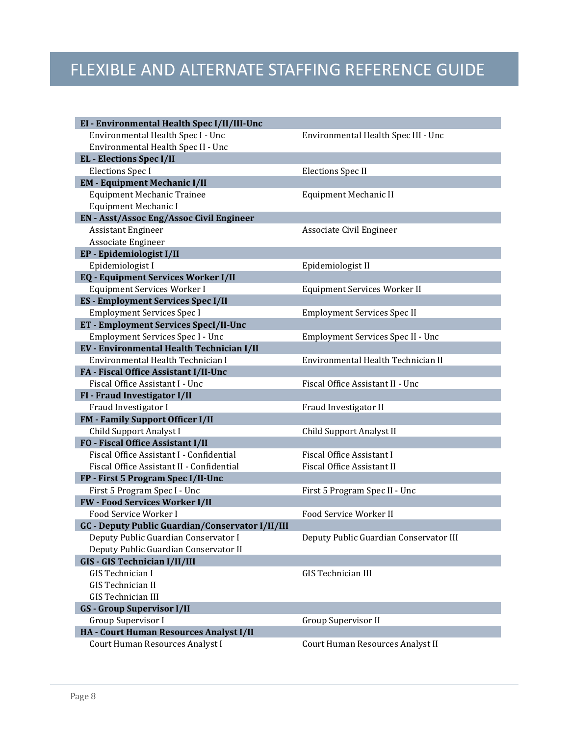# FLEXIBLE AND ALTERNATE STAFFING REFERENCE GUIDE

| | |
|---|---|
| **EI - Environmental Health Spec I/II/III-Unc** | |
| Environmental Health Spec I - Unc | Environmental Health Spec III - Unc |
| Environmental Health Spec II - Unc | |
| **EL - Elections Spec I/II** | |
| Elections Spec I | Elections Spec II |
| **EM - Equipment Mechanic I/II** | |
| Equipment Mechanic Trainee | Equipment Mechanic II |
| Equipment Mechanic I | |
| **EN - Asst/Assoc Eng/Assoc Civil Engineer** | |
| Assistant Engineer | Associate Civil Engineer |
| Associate Engineer | |
| **EP - Epidemiologist I/II** | |
| Epidemiologist I | Epidemiologist II |
| **EQ - Equipment Services Worker I/II** | |
| Equipment Services Worker I | Equipment Services Worker II |
| **ES - Employment Services Spec I/II** | |
| Employment Services Spec I | Employment Services Spec II |
| **ET - Employment Services SpecI/II-Unc** | |
| Employment Services Spec I - Unc | Employment Services Spec II - Unc |
| **EV - Environmental Health Technician I/II** | |
| Environmental Health Technician I | Environmental Health Technician II |
| **FA - Fiscal Office Assistant I/II-Unc** | |
| Fiscal Office Assistant I - Unc | Fiscal Office Assistant II - Unc |
| **FI - Fraud Investigator I/II** | |
| Fraud Investigator I | Fraud Investigator II |
| **FM - Family Support Officer I/II** | |
| Child Support Analyst I | Child Support Analyst II |
| **FO - Fiscal Office Assistant I/II** | |
| Fiscal Office Assistant I - Confidential | Fiscal Office Assistant I |
| Fiscal Office Assistant II - Confidential | Fiscal Office Assistant II |
| **FP - First 5 Program Spec I/II-Unc** | |
| First 5 Program Spec I - Unc | First 5 Program Spec II - Unc |
| **FW - Food Services Worker I/II** | |
| Food Service Worker I | Food Service Worker II |
| **GC - Deputy Public Guardian/Conservator I/II/III** | |
| Deputy Public Guardian Conservator I | Deputy Public Guardian Conservator III |
| Deputy Public Guardian Conservator II | |
| **GIS - GIS Technician I/II/III** | |
| GIS Technician I | GIS Technician III |
| GIS Technician II | |
| GIS Technician III | |
| **GS - Group Supervisor I/II** | |
| Group Supervisor I | Group Supervisor II |
| **HA - Court Human Resources Analyst I/II** | |
| Court Human Resources Analyst I | Court Human Resources Analyst II |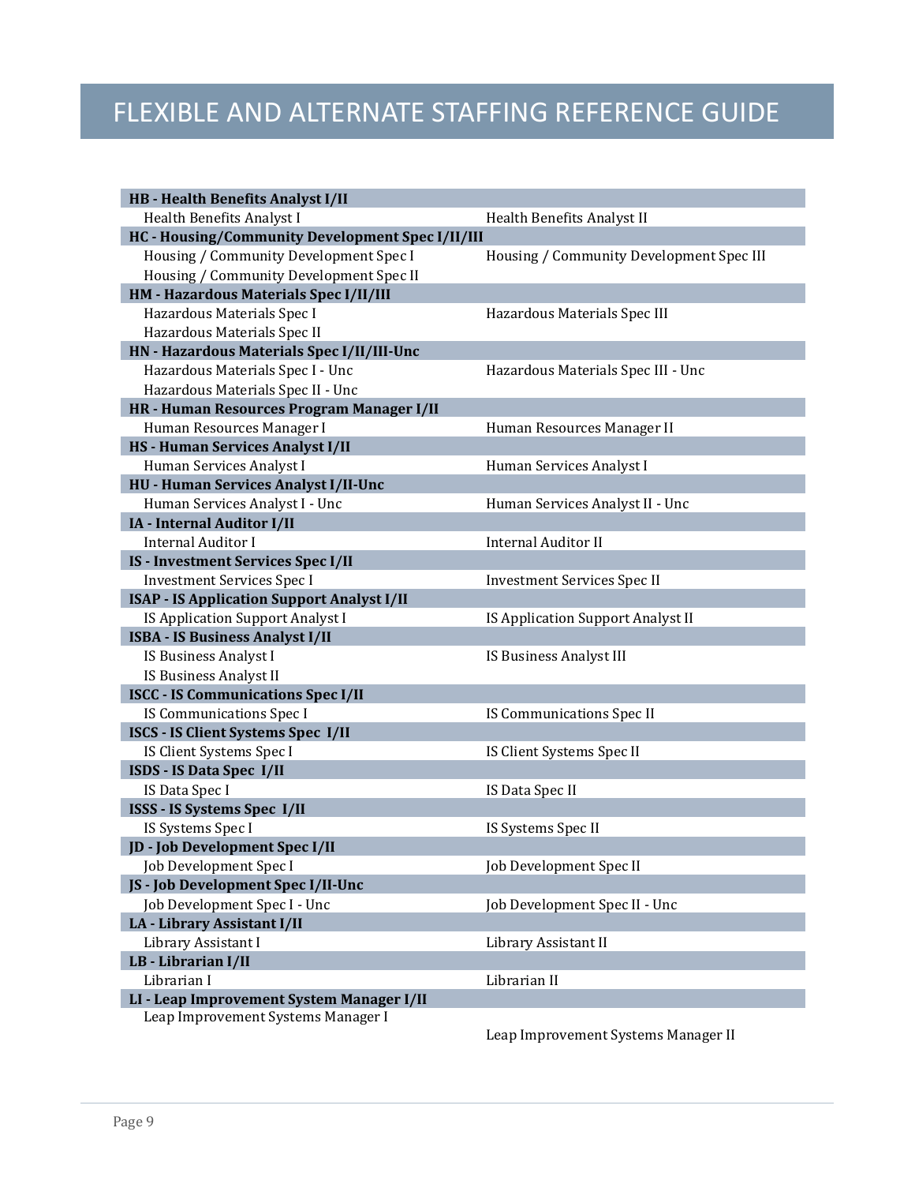# FLEXIBLE AND ALTERNATE STAFFING REFERENCE GUIDE

| HB - Health Benefits Analyst I/II | |
|---|---|
| Health Benefits Analyst I | Health Benefits Analyst II |
| **HC - Housing/Community Development Spec I/II/III** | |
| Housing / Community Development Spec I | Housing / Community Development Spec III |
| Housing / Community Development Spec II | |
| **HM - Hazardous Materials Spec I/II/III** | |
| Hazardous Materials Spec I | Hazardous Materials Spec III |
| Hazardous Materials Spec II | |
| **HN - Hazardous Materials Spec I/II/III-Unc** | |
| Hazardous Materials Spec I - Unc | Hazardous Materials Spec III - Unc |
| Hazardous Materials Spec II - Unc | |
| **HR - Human Resources Program Manager I/II** | |
| Human Resources Manager I | Human Resources Manager II |
| **HS - Human Services Analyst I/II** | |
| Human Services Analyst I | Human Services Analyst I |
| **HU - Human Services Analyst I/II-Unc** | |
| Human Services Analyst I - Unc | Human Services Analyst II - Unc |
| **IA - Internal Auditor I/II** | |
| Internal Auditor I | Internal Auditor II |
| **IS - Investment Services Spec I/II** | |
| Investment Services Spec I | Investment Services Spec II |
| **ISAP - IS Application Support Analyst I/II** | |
| IS Application Support Analyst I | IS Application Support Analyst II |
| **ISBA - IS Business Analyst I/II** | |
| IS Business Analyst I | IS Business Analyst III |
| IS Business Analyst II | |
| **ISCC - IS Communications Spec I/II** | |
| IS Communications Spec I | IS Communications Spec II |
| **ISCS - IS Client Systems Spec I/II** | |
| IS Client Systems Spec I | IS Client Systems Spec II |
| **ISDS - IS Data Spec I/II** | |
| IS Data Spec I | IS Data Spec II |
| **ISSS - IS Systems Spec I/II** | |
| IS Systems Spec I | IS Systems Spec II |
| **JD - Job Development Spec I/II** | |
| Job Development Spec I | Job Development Spec II |
| **JS - Job Development Spec I/II-Unc** | |
| Job Development Spec I - Unc | Job Development Spec II - Unc |
| **LA - Library Assistant I/II** | |
| Library Assistant I | Library Assistant II |
| **LB - Librarian I/II** | |
| Librarian I | Librarian II |
| **LI - Leap Improvement System Manager I/II** | |
| Leap Improvement Systems Manager I | Leap Improvement Systems Manager II |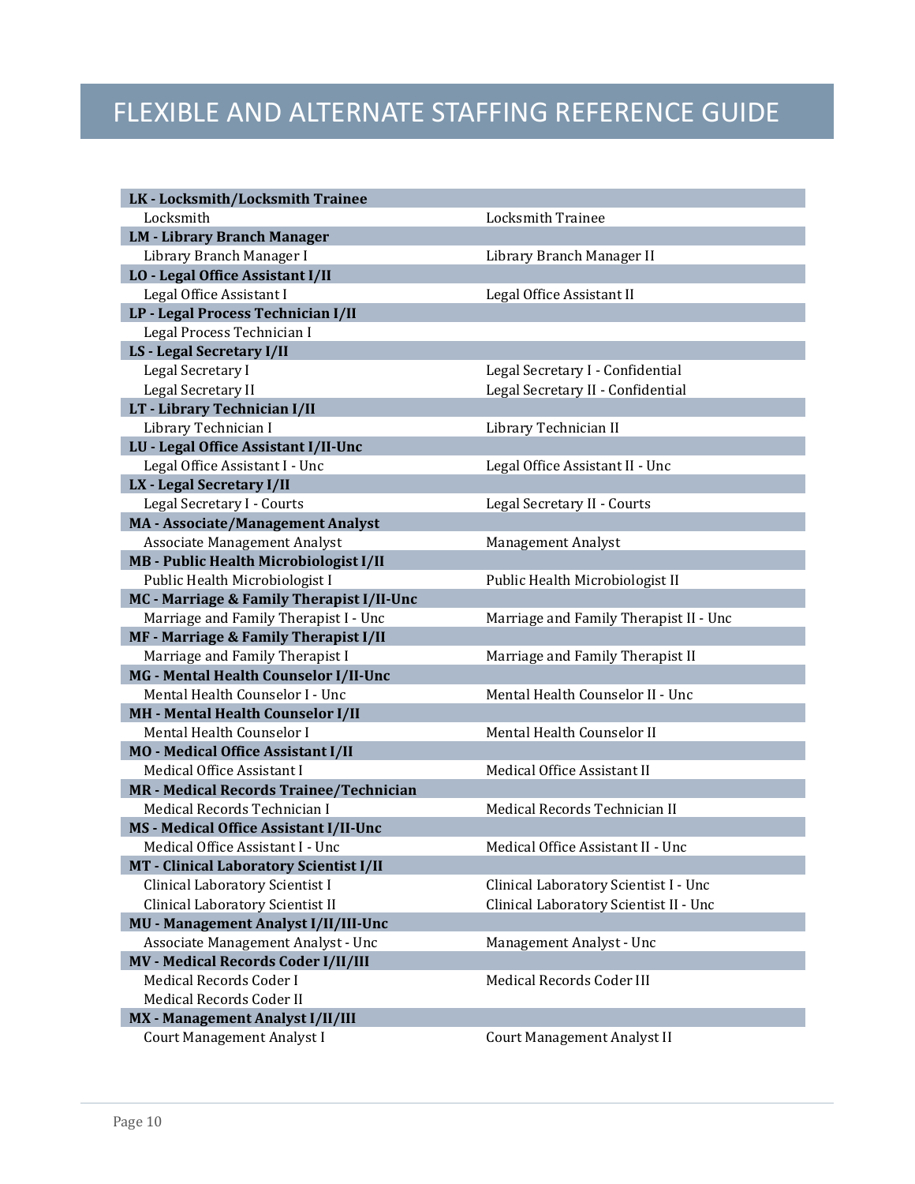# FLEXIBLE AND ALTERNATE STAFFING REFERENCE GUIDE

| | |
|---|---|
| **LK - Locksmith/Locksmith Trainee** | |
| Locksmith | Locksmith Trainee |
| **LM - Library Branch Manager** | |
| Library Branch Manager I | Library Branch Manager II |
| **LO - Legal Office Assistant I/II** | |
| Legal Office Assistant I | Legal Office Assistant II |
| **LP - Legal Process Technician I/II** | |
| Legal Process Technician I | |
| **LS - Legal Secretary I/II** | |
| Legal Secretary I | Legal Secretary I - Confidential |
| Legal Secretary II | Legal Secretary II - Confidential |
| **LT - Library Technician I/II** | |
| Library Technician I | Library Technician II |
| **LU - Legal Office Assistant I/II-Unc** | |
| Legal Office Assistant I - Unc | Legal Office Assistant II - Unc |
| **LX - Legal Secretary I/II** | |
| Legal Secretary I - Courts | Legal Secretary II - Courts |
| **MA - Associate/Management Analyst** | |
| Associate Management Analyst | Management Analyst |
| **MB - Public Health Microbiologist I/II** | |
| Public Health Microbiologist I | Public Health Microbiologist II |
| **MC - Marriage & Family Therapist I/II-Unc** | |
| Marriage and Family Therapist I - Unc | Marriage and Family Therapist II - Unc |
| **MF - Marriage & Family Therapist I/II** | |
| Marriage and Family Therapist I | Marriage and Family Therapist II |
| **MG - Mental Health Counselor I/II-Unc** | |
| Mental Health Counselor I - Unc | Mental Health Counselor II - Unc |
| **MH - Mental Health Counselor I/II** | |
| Mental Health Counselor I | Mental Health Counselor II |
| **MO - Medical Office Assistant I/II** | |
| Medical Office Assistant I | Medical Office Assistant II |
| **MR - Medical Records Trainee/Technician** | |
| Medical Records Technician I | Medical Records Technician II |
| **MS - Medical Office Assistant I/II-Unc** | |
| Medical Office Assistant I - Unc | Medical Office Assistant II - Unc |
| **MT - Clinical Laboratory Scientist I/II** | |
| Clinical Laboratory Scientist I | Clinical Laboratory Scientist I - Unc |
| Clinical Laboratory Scientist II | Clinical Laboratory Scientist II - Unc |
| **MU - Management Analyst I/II/III-Unc** | |
| Associate Management Analyst - Unc | Management Analyst - Unc |
| **MV - Medical Records Coder I/II/III** | |
| Medical Records Coder I | Medical Records Coder III |
| Medical Records Coder II | |
| **MX - Management Analyst I/II/III** | |
| Court Management Analyst I | Court Management Analyst II |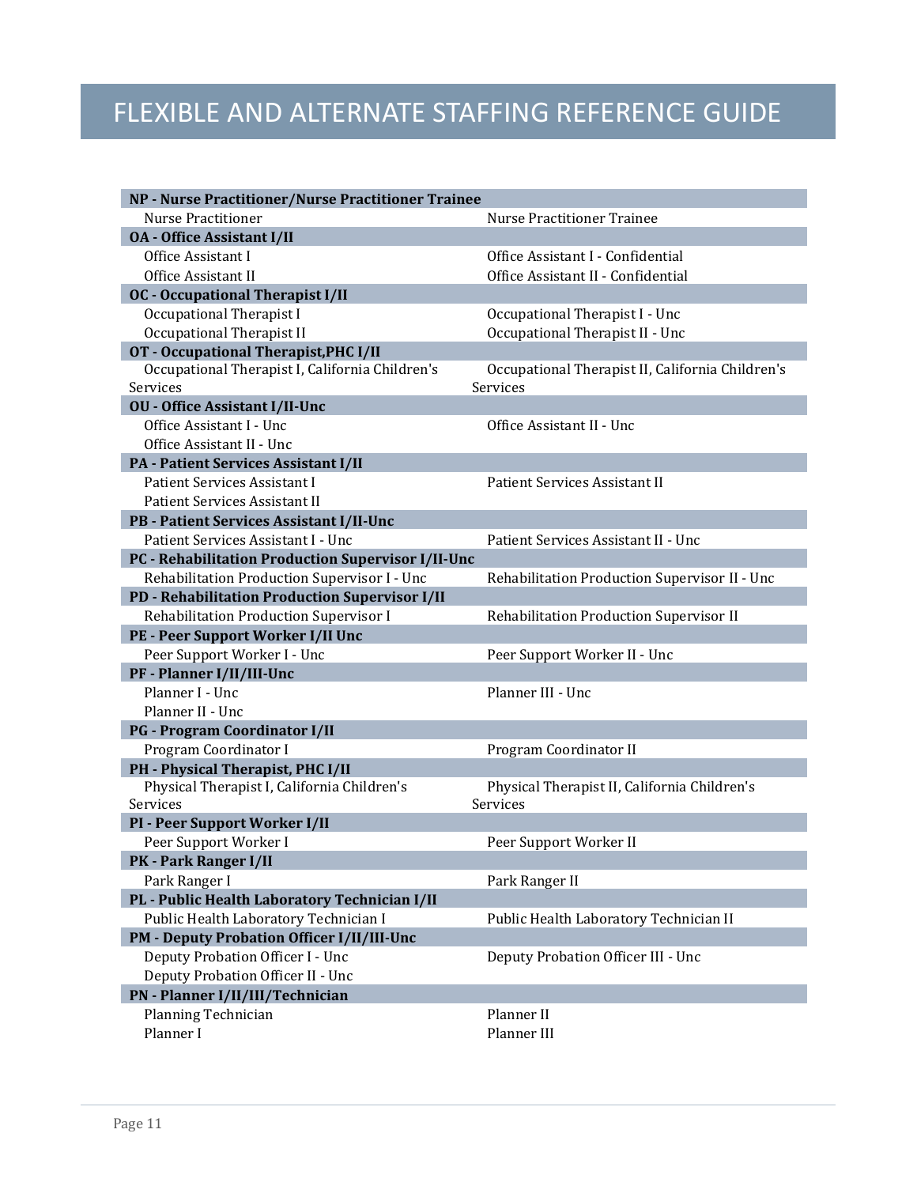# FLEXIBLE AND ALTERNATE STAFFING REFERENCE GUIDE

| | |
|---|---|
| **NP - Nurse Practitioner/Nurse Practitioner Trainee** | |
| Nurse Practitioner | Nurse Practitioner Trainee |
| **OA - Office Assistant I/II** | |
| Office Assistant I | Office Assistant I - Confidential |
| Office Assistant II | Office Assistant II - Confidential |
| **OC - Occupational Therapist I/II** | |
| Occupational Therapist I | Occupational Therapist I - Unc |
| Occupational Therapist II | Occupational Therapist II - Unc |
| **OT - Occupational Therapist,PHC I/II** | |
| Occupational Therapist I, California Children's Services | Occupational Therapist II, California Children's Services |
| **OU - Office Assistant I/II-Unc** | |
| Office Assistant I - Unc | Office Assistant II - Unc |
| Office Assistant II - Unc | |
| **PA - Patient Services Assistant I/II** | |
| Patient Services Assistant I | Patient Services Assistant II |
| Patient Services Assistant II | |
| **PB - Patient Services Assistant I/II-Unc** | |
| Patient Services Assistant I - Unc | Patient Services Assistant II - Unc |
| **PC - Rehabilitation Production Supervisor I/II-Unc** | |
| Rehabilitation Production Supervisor I - Unc | Rehabilitation Production Supervisor II - Unc |
| **PD - Rehabilitation Production Supervisor I/II** | |
| Rehabilitation Production Supervisor I | Rehabilitation Production Supervisor II |
| **PE - Peer Support Worker I/II Unc** | |
| Peer Support Worker I - Unc | Peer Support Worker II - Unc |
| **PF - Planner I/II/III-Unc** | |
| Planner I - Unc | Planner III - Unc |
| Planner II - Unc | |
| **PG - Program Coordinator I/II** | |
| Program Coordinator I | Program Coordinator II |
| **PH - Physical Therapist, PHC I/II** | |
| Physical Therapist I, California Children's Services | Physical Therapist II, California Children's Services |
| **PI - Peer Support Worker I/II** | |
| Peer Support Worker I | Peer Support Worker II |
| **PK - Park Ranger I/II** | |
| Park Ranger I | Park Ranger II |
| **PL - Public Health Laboratory Technician I/II** | |
| Public Health Laboratory Technician I | Public Health Laboratory Technician II |
| **PM - Deputy Probation Officer I/II/III-Unc** | |
| Deputy Probation Officer I - Unc | Deputy Probation Officer III - Unc |
| Deputy Probation Officer II - Unc | |
| **PN - Planner I/II/III/Technician** | |
| Planning Technician | Planner II |
| Planner I | Planner III |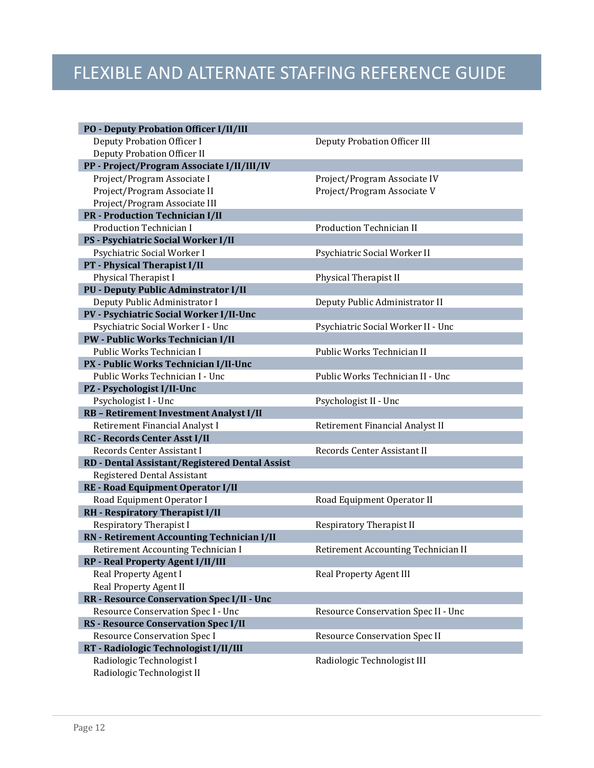# FLEXIBLE AND ALTERNATE STAFFING REFERENCE GUIDE

| **PO - Deputy Probation Officer I/II/III** | |
|---|---|
| Deputy Probation Officer I | Deputy Probation Officer III |
| Deputy Probation Officer II | |
| **PP - Project/Program Associate I/II/III/IV** | |
| Project/Program Associate I | Project/Program Associate IV |
| Project/Program Associate II | Project/Program Associate V |
| Project/Program Associate III | |
| **PR - Production Technician I/II** | |
| Production Technician I | Production Technician II |
| **PS - Psychiatric Social Worker I/II** | |
| Psychiatric Social Worker I | Psychiatric Social Worker II |
| **PT - Physical Therapist I/II** | |
| Physical Therapist I | Physical Therapist II |
| **PU - Deputy Public Adminstrator I/II** | |
| Deputy Public Administrator I | Deputy Public Administrator II |
| **PV - Psychiatric Social Worker I/II-Unc** | |
| Psychiatric Social Worker I - Unc | Psychiatric Social Worker II - Unc |
| **PW - Public Works Technician I/II** | |
| Public Works Technician I | Public Works Technician II |
| **PX - Public Works Technician I/II-Unc** | |
| Public Works Technician I - Unc | Public Works Technician II - Unc |
| **PZ - Psychologist I/II-Unc** | |
| Psychologist I - Unc | Psychologist II - Unc |
| **RB – Retirement Investment Analyst I/II** | |
| Retirement Financial Analyst I | Retirement Financial Analyst II |
| **RC - Records Center Asst I/II** | |
| Records Center Assistant I | Records Center Assistant II |
| **RD - Dental Assistant/Registered Dental Assist** | |
| Registered Dental Assistant | |
| **RE - Road Equipment Operator I/II** | |
| Road Equipment Operator I | Road Equipment Operator II |
| **RH - Respiratory Therapist I/II** | |
| Respiratory Therapist I | Respiratory Therapist II |
| **RN - Retirement Accounting Technician I/II** | |
| Retirement Accounting Technician I | Retirement Accounting Technician II |
| **RP - Real Property Agent I/II/III** | |
| Real Property Agent I | Real Property Agent III |
| Real Property Agent II | |
| **RR - Resource Conservation Spec I/II - Unc** | |
| Resource Conservation Spec I - Unc | Resource Conservation Spec II - Unc |
| **RS - Resource Conservation Spec I/II** | |
| Resource Conservation Spec I | Resource Conservation Spec II |
| **RT - Radiologic Technologist I/II/III** | |
| Radiologic Technologist I | Radiologic Technologist III |
| Radiologic Technologist II | |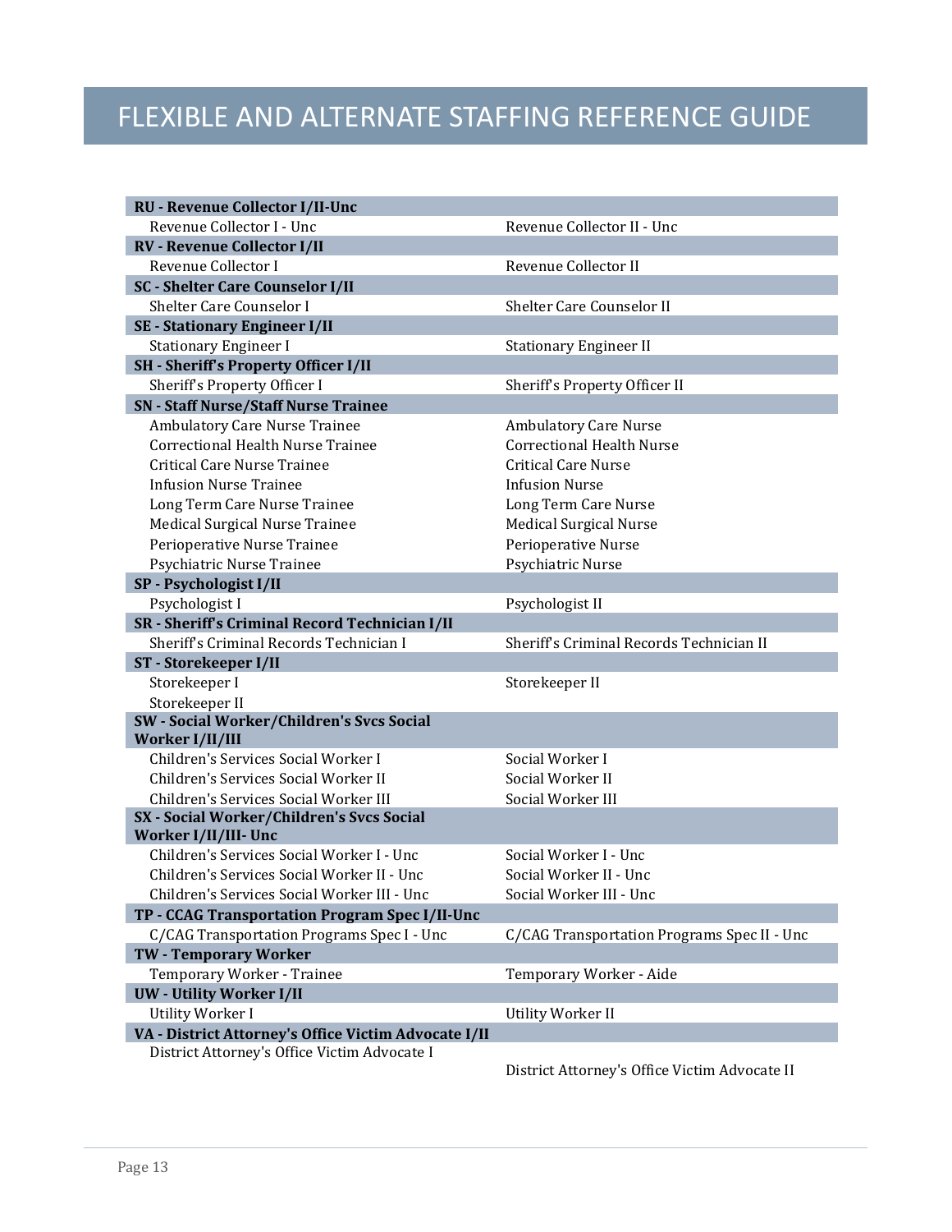# FLEXIBLE AND ALTERNATE STAFFING REFERENCE GUIDE

| | |
|---|---|
| **RU - Revenue Collector I/II-Unc** | |
| Revenue Collector I - Unc | Revenue Collector II - Unc |
| **RV - Revenue Collector I/II** | |
| Revenue Collector I | Revenue Collector II |
| **SC - Shelter Care Counselor I/II** | |
| Shelter Care Counselor I | Shelter Care Counselor II |
| **SE - Stationary Engineer I/II** | |
| Stationary Engineer I | Stationary Engineer II |
| **SH - Sheriff's Property Officer I/II** | |
| Sheriff's Property Officer I | Sheriff's Property Officer II |
| **SN - Staff Nurse/Staff Nurse Trainee** | |
| Ambulatory Care Nurse Trainee | Ambulatory Care Nurse |
| Correctional Health Nurse Trainee | Correctional Health Nurse |
| Critical Care Nurse Trainee | Critical Care Nurse |
| Infusion Nurse Trainee | Infusion Nurse |
| Long Term Care Nurse Trainee | Long Term Care Nurse |
| Medical Surgical Nurse Trainee | Medical Surgical Nurse |
| Perioperative Nurse Trainee | Perioperative Nurse |
| Psychiatric Nurse Trainee | Psychiatric Nurse |
| **SP - Psychologist I/II** | |
| Psychologist I | Psychologist II |
| **SR - Sheriff's Criminal Record Technician I/II** | |
| Sheriff's Criminal Records Technician I | Sheriff's Criminal Records Technician II |
| **ST - Storekeeper I/II** | |
| Storekeeper I | Storekeeper II |
| Storekeeper II | |
| **SW - Social Worker/Children's Svcs Social Worker I/II/III** | |
| Children's Services Social Worker I | Social Worker I |
| Children's Services Social Worker II | Social Worker II |
| Children's Services Social Worker III | Social Worker III |
| **SX - Social Worker/Children's Svcs Social Worker I/II/III- Unc** | |
| Children's Services Social Worker I - Unc | Social Worker I - Unc |
| Children's Services Social Worker II - Unc | Social Worker II - Unc |
| Children's Services Social Worker III - Unc | Social Worker III - Unc |
| **TP - CCAG Transportation Program Spec I/II-Unc** | |
| C/CAG Transportation Programs Spec I - Unc | C/CAG Transportation Programs Spec II - Unc |
| **TW - Temporary Worker** | |
| Temporary Worker - Trainee | Temporary Worker - Aide |
| **UW - Utility Worker I/II** | |
| Utility Worker I | Utility Worker II |
| **VA - District Attorney's Office Victim Advocate I/II** | |
| District Attorney's Office Victim Advocate I | District Attorney's Office Victim Advocate II |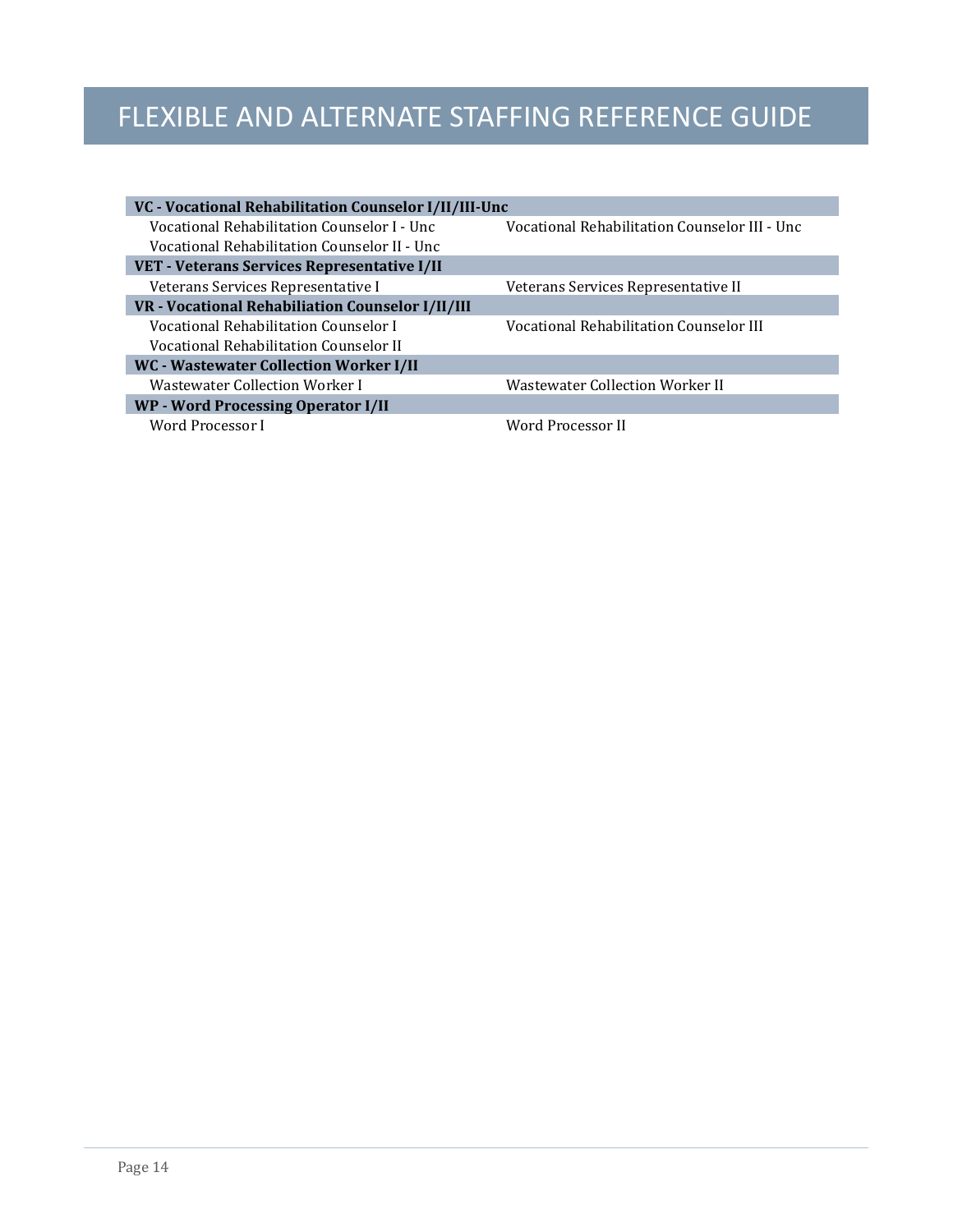# FLEXIBLE AND ALTERNATE STAFFING REFERENCE GUIDE

| VC - Vocational Rehabilitation Counselor I/II/III-Unc | |
|---|---|
| Vocational Rehabilitation Counselor I - Unc | Vocational Rehabilitation Counselor III - Unc |
| Vocational Rehabilitation Counselor II - Unc | |
| **VET - Veterans Services Representative I/II** | |
| Veterans Services Representative I | Veterans Services Representative II |
| **VR - Vocational Rehabiliation Counselor I/II/III** | |
| Vocational Rehabilitation Counselor I | Vocational Rehabilitation Counselor III |
| Vocational Rehabilitation Counselor II | |
| **WC - Wastewater Collection Worker I/II** | |
| Wastewater Collection Worker I | Wastewater Collection Worker II |
| **WP - Word Processing Operator I/II** | |
| Word Processor I | Word Processor II |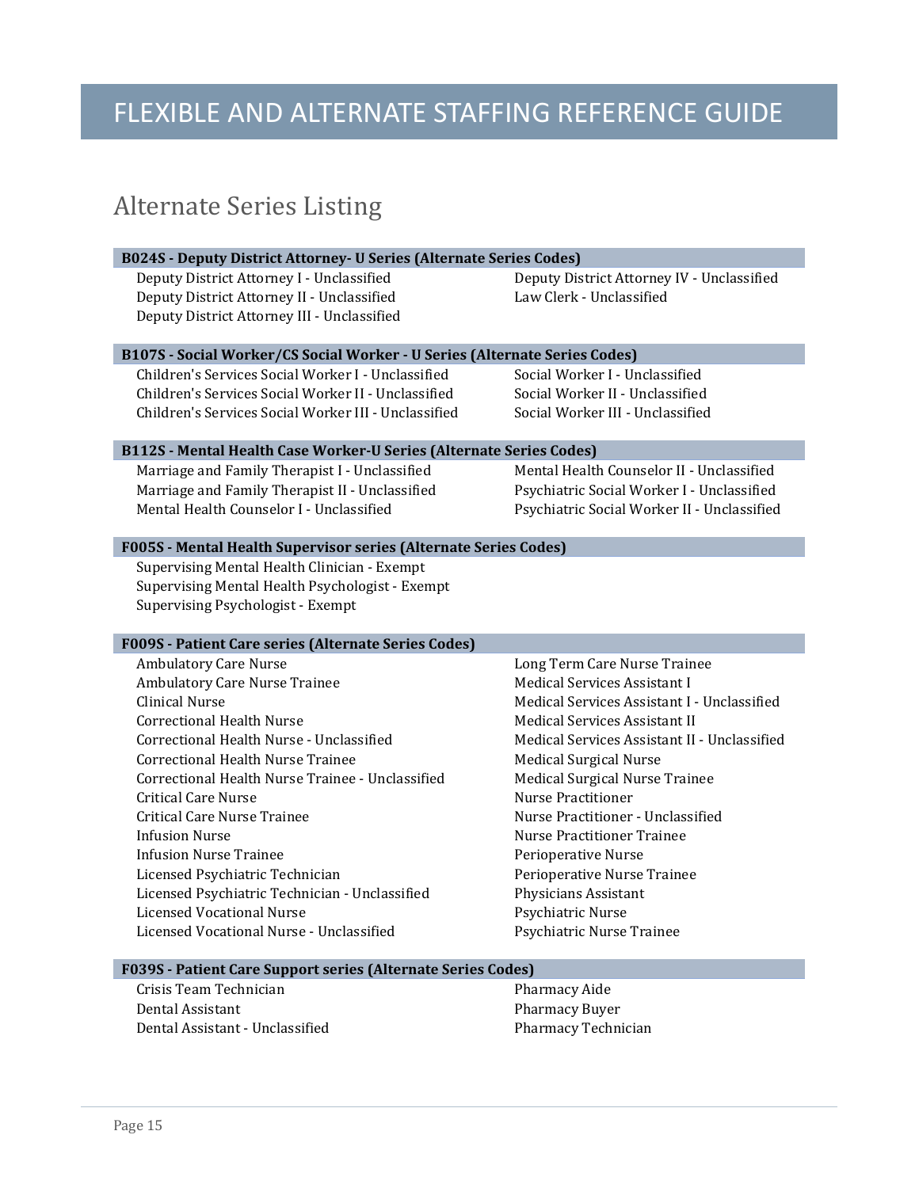# FLEXIBLE AND ALTERNATE STAFFING REFERENCE GUIDE

## Alternate Series Listing

**B024S - Deputy District Attorney- U Series (Alternate Series Codes)**

- Deputy District Attorney I - Unclassified
- Deputy District Attorney II - Unclassified
- Deputy District Attorney III - Unclassified
- Deputy District Attorney IV - Unclassified
- Law Clerk - Unclassified

**B107S - Social Worker/CS Social Worker - U Series (Alternate Series Codes)**

- Children's Services Social Worker I - Unclassified
- Children's Services Social Worker II - Unclassified
- Children's Services Social Worker III - Unclassified
- Social Worker I - Unclassified
- Social Worker II - Unclassified
- Social Worker III - Unclassified

**B112S - Mental Health Case Worker-U Series (Alternate Series Codes)**

- Marriage and Family Therapist I - Unclassified
- Marriage and Family Therapist II - Unclassified
- Mental Health Counselor I - Unclassified
- Mental Health Counselor II - Unclassified
- Psychiatric Social Worker I - Unclassified
- Psychiatric Social Worker II - Unclassified

**F005S - Mental Health Supervisor series (Alternate Series Codes)**

- Supervising Mental Health Clinician - Exempt
- Supervising Mental Health Psychologist - Exempt
- Supervising Psychologist - Exempt

**F009S - Patient Care series (Alternate Series Codes)**

- Ambulatory Care Nurse
- Ambulatory Care Nurse Trainee
- Clinical Nurse
- Correctional Health Nurse
- Correctional Health Nurse - Unclassified
- Correctional Health Nurse Trainee
- Correctional Health Nurse Trainee - Unclassified
- Critical Care Nurse
- Critical Care Nurse Trainee
- Infusion Nurse
- Infusion Nurse Trainee
- Licensed Psychiatric Technician
- Licensed Psychiatric Technician - Unclassified
- Licensed Vocational Nurse
- Licensed Vocational Nurse - Unclassified
- Long Term Care Nurse Trainee
- Medical Services Assistant I
- Medical Services Assistant I - Unclassified
- Medical Services Assistant II
- Medical Services Assistant II - Unclassified
- Medical Surgical Nurse
- Medical Surgical Nurse Trainee
- Nurse Practitioner
- Nurse Practitioner - Unclassified
- Nurse Practitioner Trainee
- Perioperative Nurse
- Perioperative Nurse Trainee
- Physicians Assistant
- Psychiatric Nurse
- Psychiatric Nurse Trainee

**F039S - Patient Care Support series (Alternate Series Codes)**

- Crisis Team Technician
- Dental Assistant
- Dental Assistant - Unclassified
- Pharmacy Aide
- Pharmacy Buyer
- Pharmacy Technician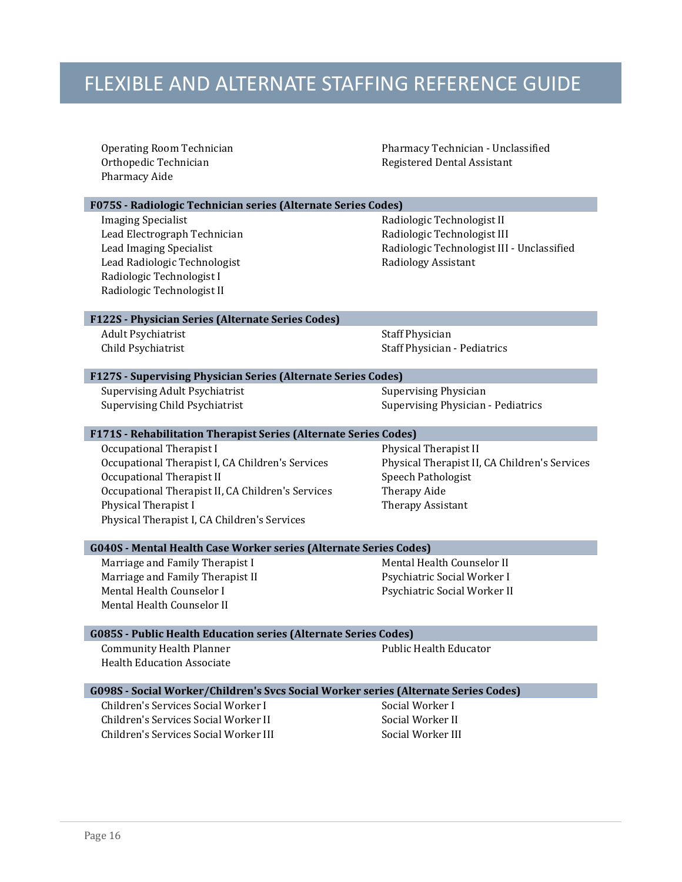# FLEXIBLE AND ALTERNATE STAFFING REFERENCE GUIDE

Operating Room Technician
Orthopedic Technician
Pharmacy Aide
Pharmacy Technician - Unclassified
Registered Dental Assistant

**F075S - Radiologic Technician series (Alternate Series Codes)**

Imaging Specialist
Lead Electrograph Technician
Lead Imaging Specialist
Lead Radiologic Technologist
Radiologic Technologist I
Radiologic Technologist II
Radiologic Technologist II
Radiologic Technologist III
Radiologic Technologist III - Unclassified
Radiology Assistant

**F122S - Physician Series (Alternate Series Codes)**

Adult Psychiatrist
Child Psychiatrist
Staff Physician
Staff Physician - Pediatrics

**F127S - Supervising Physician Series (Alternate Series Codes)**

Supervising Adult Psychiatrist
Supervising Child Psychiatrist
Supervising Physician
Supervising Physician - Pediatrics

**F171S - Rehabilitation Therapist Series (Alternate Series Codes)**

Occupational Therapist I
Occupational Therapist I, CA Children's Services
Occupational Therapist II
Occupational Therapist II, CA Children's Services
Physical Therapist I
Physical Therapist I, CA Children's Services
Physical Therapist II
Physical Therapist II, CA Children's Services
Speech Pathologist
Therapy Aide
Therapy Assistant

**G040S - Mental Health Case Worker series (Alternate Series Codes)**

Marriage and Family Therapist I
Marriage and Family Therapist II
Mental Health Counselor I
Mental Health Counselor II
Mental Health Counselor II
Psychiatric Social Worker I
Psychiatric Social Worker II

**G085S - Public Health Education series (Alternate Series Codes)**

Community Health Planner
Health Education Associate
Public Health Educator

**G098S - Social Worker/Children's Svcs Social Worker series (Alternate Series Codes)**

Children's Services Social Worker I
Children's Services Social Worker II
Children's Services Social Worker III
Social Worker I
Social Worker II
Social Worker III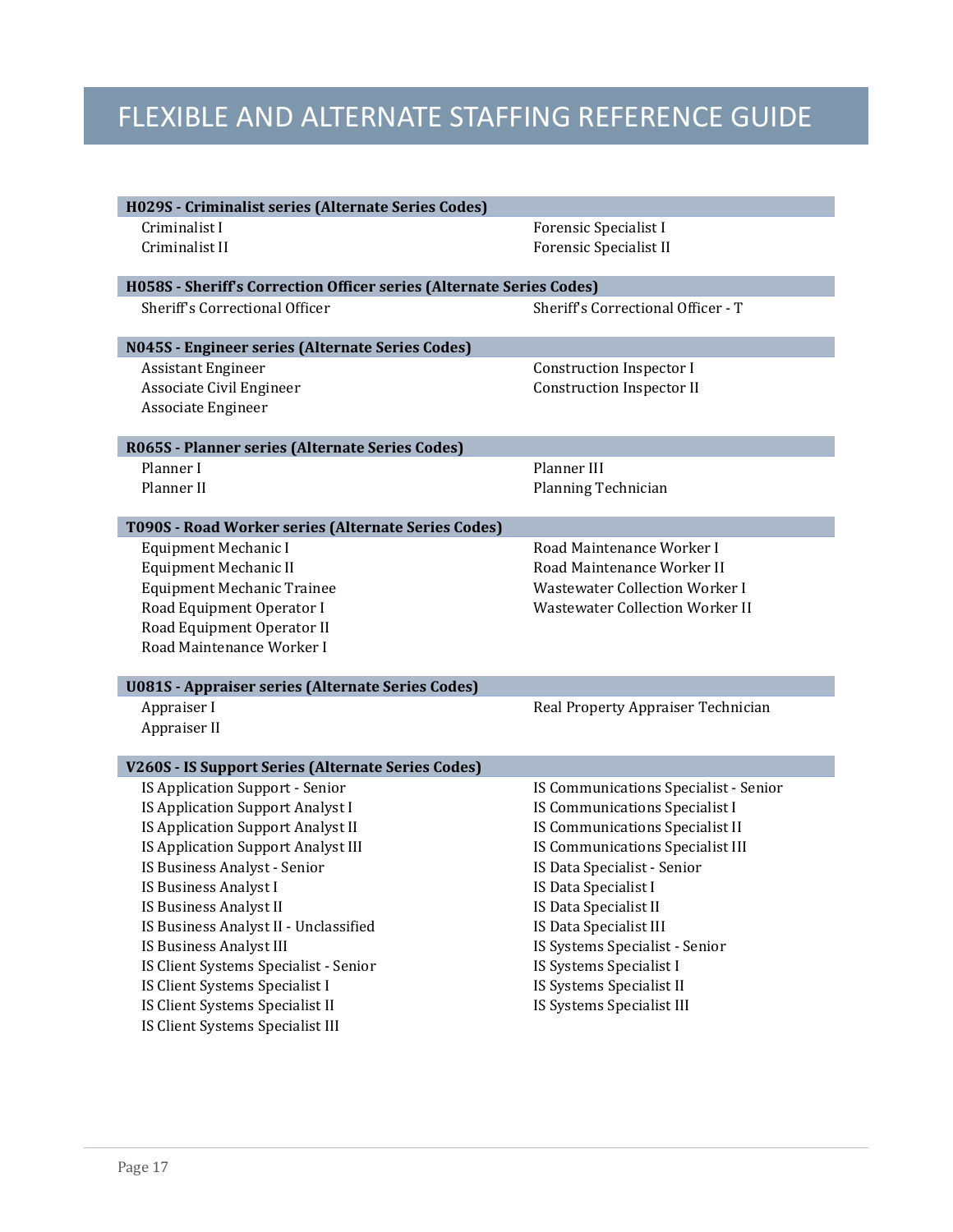# FLEXIBLE AND ALTERNATE STAFFING REFERENCE GUIDE

**H029S - Criminalist series (Alternate Series Codes)**

- Criminalist I
- Criminalist II
- Forensic Specialist I
- Forensic Specialist II

**H058S - Sheriff's Correction Officer series (Alternate Series Codes)**

- Sheriff's Correctional Officer
- Sheriff's Correctional Officer - T

**N045S - Engineer series (Alternate Series Codes)**

- Assistant Engineer
- Associate Civil Engineer
- Associate Engineer
- Construction Inspector I
- Construction Inspector II

**R065S - Planner series (Alternate Series Codes)**

- Planner I
- Planner II
- Planner III
- Planning Technician

**T090S - Road Worker series (Alternate Series Codes)**

- Equipment Mechanic I
- Equipment Mechanic II
- Equipment Mechanic Trainee
- Road Equipment Operator I
- Road Equipment Operator II
- Road Maintenance Worker I
- Road Maintenance Worker I
- Road Maintenance Worker II
- Wastewater Collection Worker I
- Wastewater Collection Worker II

**U081S - Appraiser series (Alternate Series Codes)**

- Appraiser I
- Appraiser II
- Real Property Appraiser Technician

**V260S - IS Support Series (Alternate Series Codes)**

- IS Application Support - Senior
- IS Application Support Analyst I
- IS Application Support Analyst II
- IS Application Support Analyst III
- IS Business Analyst - Senior
- IS Business Analyst I
- IS Business Analyst II
- IS Business Analyst II - Unclassified
- IS Business Analyst III
- IS Client Systems Specialist - Senior
- IS Client Systems Specialist I
- IS Client Systems Specialist II
- IS Client Systems Specialist III
- IS Communications Specialist - Senior
- IS Communications Specialist I
- IS Communications Specialist II
- IS Communications Specialist III
- IS Data Specialist - Senior
- IS Data Specialist I
- IS Data Specialist II
- IS Data Specialist III
- IS Systems Specialist - Senior
- IS Systems Specialist I
- IS Systems Specialist II
- IS Systems Specialist III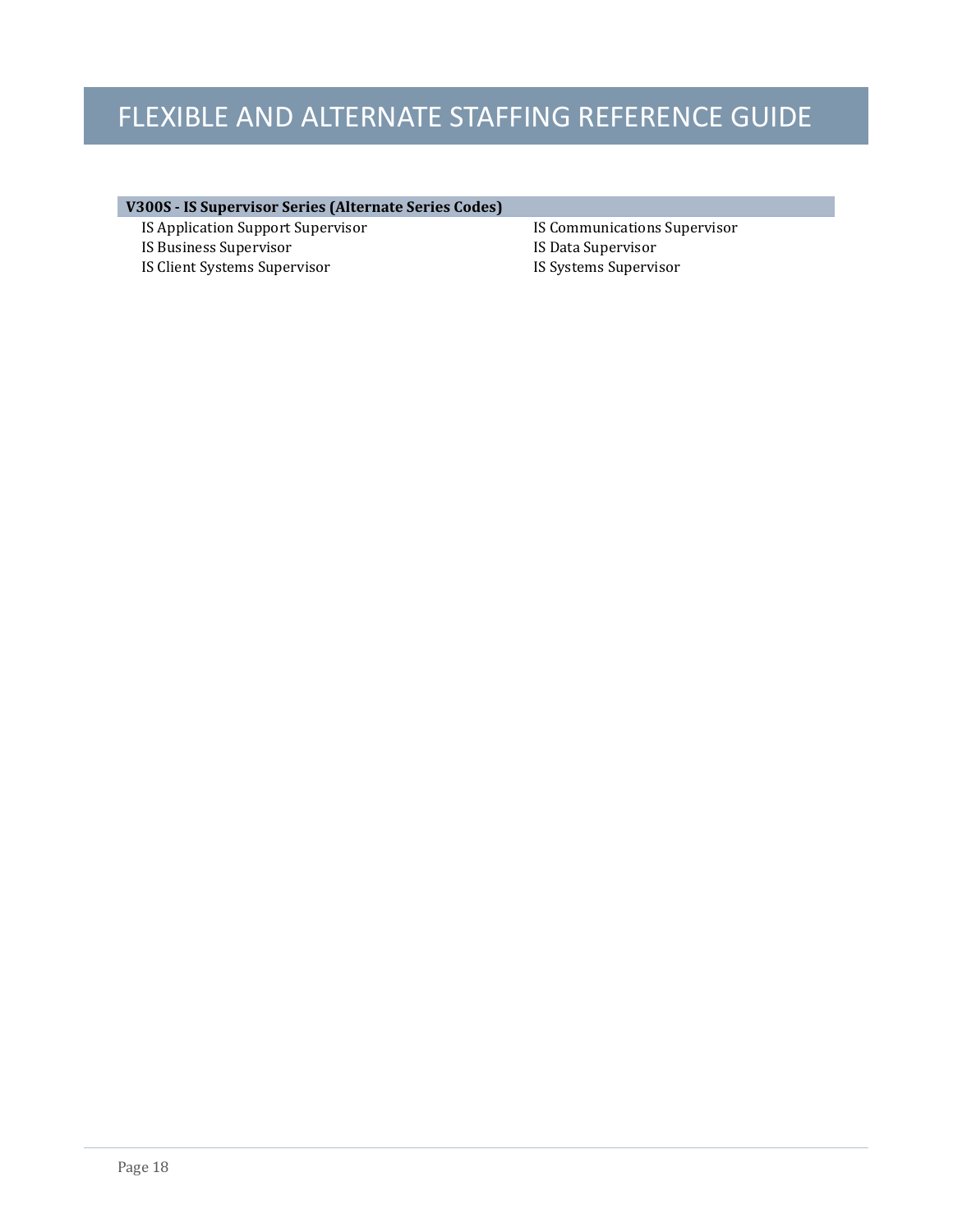**V300S - IS Supervisor Series (Alternate Series Codes)**

- IS Application Support Supervisor
- IS Business Supervisor
- IS Client Systems Supervisor
- IS Communications Supervisor
- IS Data Supervisor
- IS Systems Supervisor